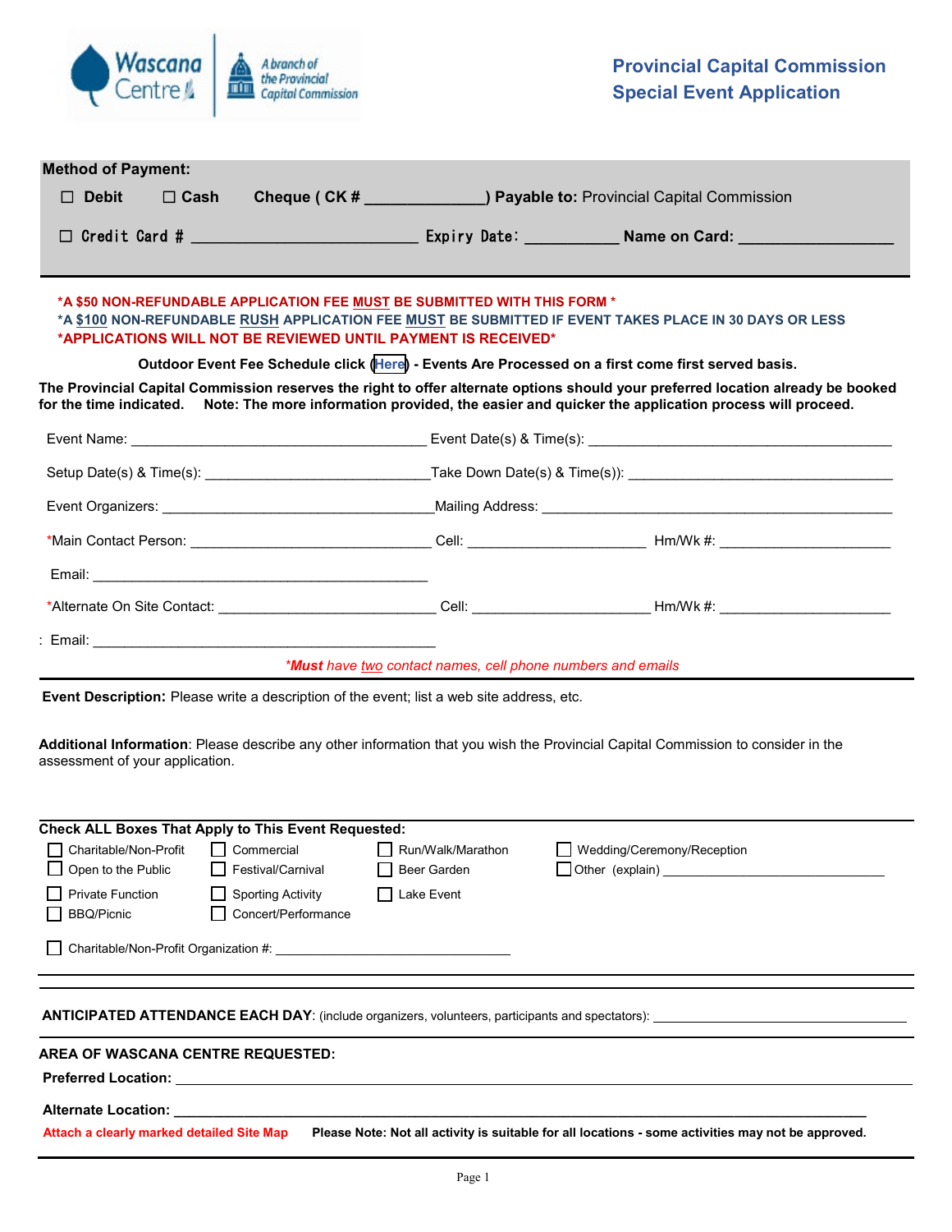Wascana Centre — A branch of the Provincial Capital Commission

# Provincial Capital Commission Special Event Application

**Method of Payment:**

☐ **Debit** ☐ **Cash** **Cheque ( CK # \_\_\_\_\_\_\_\_\_\_\_\_\_\_) Payable to:** Provincial Capital Commission

☐ **Credit Card # \_\_\_\_\_\_\_\_\_\_\_\_\_\_\_\_\_\_\_\_\_\_\_\_\_\_ Expiry Date: \_\_\_\_\_\_\_\_\_\_\_ Name on Card: \_\_\_\_\_\_\_\_\_\_\_\_\_\_\_\_\_\_**

**\*A $50 NON-REFUNDABLE APPLICATION FEE MUST BE SUBMITTED WITH THIS FORM \***
**\*A $100 NON-REFUNDABLE RUSH APPLICATION FEE MUST BE SUBMITTED IF EVENT TAKES PLACE IN 30 DAYS OR LESS**
**\*APPLICATIONS WILL NOT BE REVIEWED UNTIL PAYMENT IS RECEIVED\***

**Outdoor Event Fee Schedule click (Here) - Events Are Processed on a first come first served basis.**

**The Provincial Capital Commission reserves the right to offer alternate options should your preferred location already be booked for the time indicated. Note: The more information provided, the easier and quicker the application process will proceed.**

Event Name: \_\_\_\_\_\_\_\_\_\_\_\_\_\_\_\_\_\_\_\_\_\_\_\_\_\_\_\_\_\_\_\_\_\_\_\_\_\_ Event Date(s) & Time(s): \_\_\_\_\_\_\_\_\_\_\_\_\_\_\_\_\_\_\_\_\_\_\_\_\_\_\_\_\_\_\_\_\_\_\_\_\_\_\_

Setup Date(s) & Time(s): \_\_\_\_\_\_\_\_\_\_\_\_\_\_\_\_\_\_\_\_\_\_\_\_\_\_\_\_Take Down Date(s) & Time(s)): \_\_\_\_\_\_\_\_\_\_\_\_\_\_\_\_\_\_\_\_\_\_\_\_\_\_\_\_\_\_\_\_\_\_

Event Organizers: \_\_\_\_\_\_\_\_\_\_\_\_\_\_\_\_\_\_\_\_\_\_\_\_\_\_\_\_\_\_\_\_\_\_\_Mailing Address: \_\_\_\_\_\_\_\_\_\_\_\_\_\_\_\_\_\_\_\_\_\_\_\_\_\_\_\_\_\_\_\_\_\_\_\_\_\_\_\_\_\_\_\_\_

\*Main Contact Person: \_\_\_\_\_\_\_\_\_\_\_\_\_\_\_\_\_\_\_\_\_\_\_\_\_\_\_\_\_\_\_ Cell: \_\_\_\_\_\_\_\_\_\_\_\_\_\_\_\_\_\_\_\_\_\_\_ Hm/Wk #: \_\_\_\_\_\_\_\_\_\_\_\_\_\_\_\_\_\_\_\_\_\_

Email: \_\_\_\_\_\_\_\_\_\_\_\_\_\_\_\_\_\_\_\_\_\_\_\_\_\_\_\_\_\_\_\_\_\_\_\_\_\_\_\_\_\_\_\_

\*Alternate On Site Contact: \_\_\_\_\_\_\_\_\_\_\_\_\_\_\_\_\_\_\_\_\_\_\_\_\_\_\_\_ Cell: \_\_\_\_\_\_\_\_\_\_\_\_\_\_\_\_\_\_\_\_\_\_\_ Hm/Wk #: \_\_\_\_\_\_\_\_\_\_\_\_\_\_\_\_\_\_\_\_\_\_

: Email: \_\_\_\_\_\_\_\_\_\_\_\_\_\_\_\_\_\_\_\_\_\_\_\_\_\_\_\_\_\_\_\_\_\_\_\_\_\_\_\_\_\_\_\_

*\*Must have two contact names, cell phone numbers and emails*

**Event Description:** Please write a description of the event; list a web site address, etc.

**Additional Information**: Please describe any other information that you wish the Provincial Capital Commission to consider in the assessment of your application.

**Check ALL Boxes That Apply to This Event Requested:**

☐ Charitable/Non-Profit ☐ Commercial ☐ Run/Walk/Marathon ☐ Wedding/Ceremony/Reception
☐ Open to the Public ☐ Festival/Carnival ☐ Beer Garden ☐ Other (explain) \_\_\_\_\_\_\_\_\_\_\_\_\_\_\_\_\_\_\_\_\_\_\_\_\_\_\_\_\_\_\_\_\_
☐ Private Function ☐ Sporting Activity ☐ Lake Event
☐ BBQ/Picnic ☐ Concert/Performance

☐ Charitable/Non-Profit Organization #: \_\_\_\_\_\_\_\_\_\_\_\_\_\_\_\_\_\_\_\_\_\_\_\_\_\_\_\_\_\_\_\_\_\_\_

**ANTICIPATED ATTENDANCE EACH DAY**: (include organizers, volunteers, participants and spectators): \_\_\_\_\_\_\_\_\_\_\_\_\_\_\_\_\_\_\_\_\_\_\_\_\_\_\_\_\_\_\_\_\_\_\_

**AREA OF WASCANA CENTRE REQUESTED:**

**Preferred Location:** \_\_\_\_\_\_\_\_\_\_\_\_\_\_\_\_\_\_\_\_\_\_\_\_\_\_\_\_\_\_\_\_\_\_\_\_\_\_\_\_\_\_\_\_\_\_\_\_\_\_\_\_\_\_\_\_\_\_\_\_\_\_\_\_\_\_\_\_\_\_\_\_\_\_\_\_\_\_\_\_\_\_\_\_\_\_\_\_\_\_\_\_\_

**Alternate Location:** \_\_\_\_\_\_\_\_\_\_\_\_\_\_\_\_\_\_\_\_\_\_\_\_\_\_\_\_\_\_\_\_\_\_\_\_\_\_\_\_\_\_\_\_\_\_\_\_\_\_\_\_\_\_\_\_\_\_\_\_\_\_\_\_\_\_\_\_\_\_\_\_\_\_\_\_\_\_\_\_\_\_\_\_\_\_\_

**Attach a clearly marked detailed Site Map** **Please Note: Not all activity is suitable for all locations - some activities may not be approved.**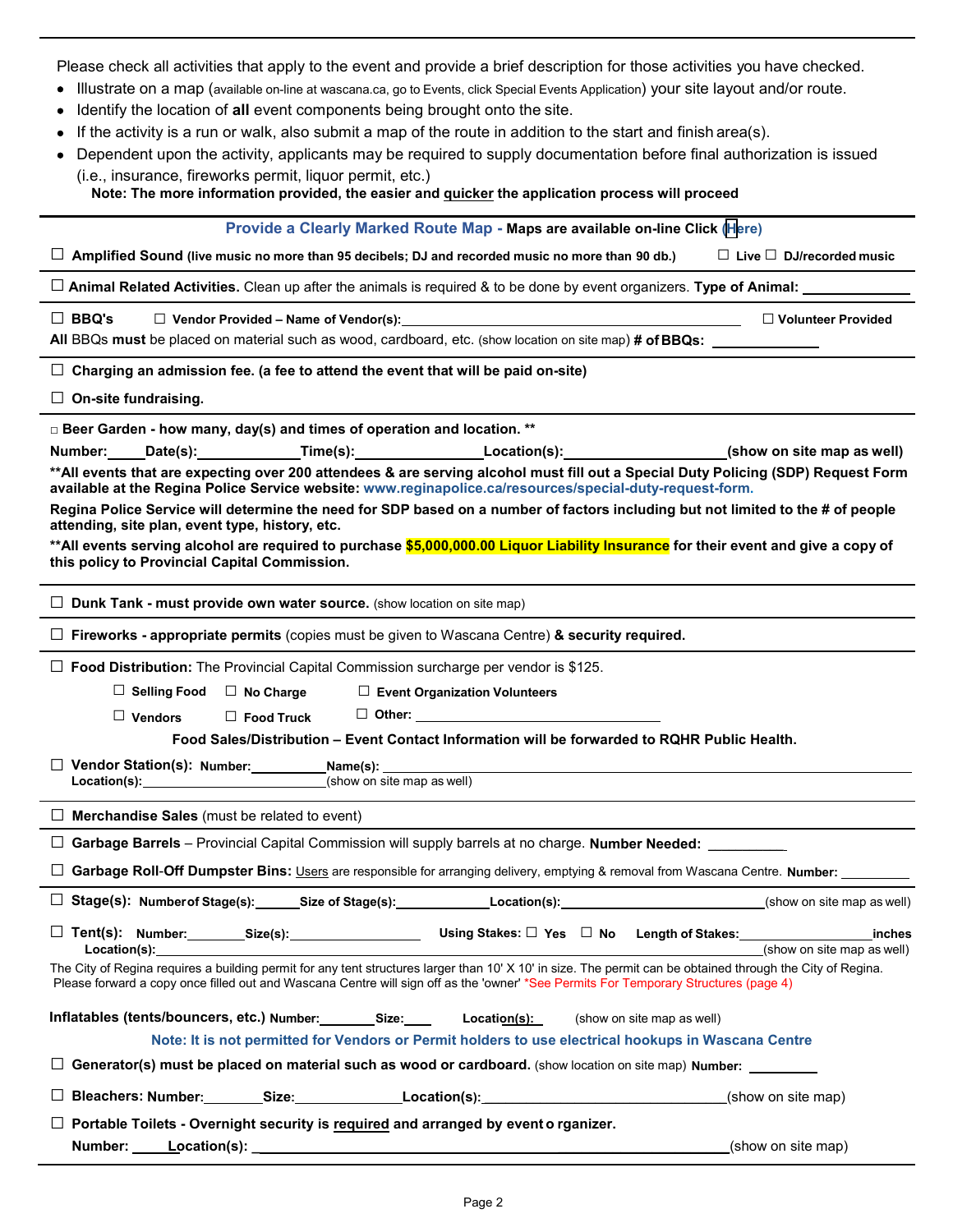Please check all activities that apply to the event and provide a brief description for those activities you have checked.

- Illustrate on a map (available on-line at wascana.ca, go to Events, click Special Events Application) your site layout and/or route.
- Identify the location of **all** event components being brought onto the site.
- If the activity is a run or walk, also submit a map of the route in addition to the start and finish area(s).
- Dependent upon the activity, applicants may be required to supply documentation before final authorization is issued (i.e., insurance, fireworks permit, liquor permit, etc.)

**Note: The more information provided, the easier and <u>quicker</u> the application process will proceed**

---

**Provide a Clearly Marked Route Map - Maps are available on-line Click (Here)**

☐ **Amplified Sound (live music no more than 95 decibels; DJ and recorded music no more than 90 db.)** ☐ **Live** ☐ **DJ/recorded music**

---

☐ **Animal Related Activities.** Clean up after the animals is required & to be done by event organizers. **Type of Animal:** ______________

---

☐ **BBQ's** ☐ **Vendor Provided – Name of Vendor(s):** ______________ ☐ **Volunteer Provided**

**All** BBQs **must** be placed on material such as wood, cardboard, etc. (show location on site map) **# of BBQs:** ______________

---

☐ **Charging an admission fee. (a fee to attend the event that will be paid on-site)**

☐ **On-site fundraising.**

---

☐ **Beer Garden - how many, day(s) and times of operation and location. ****

**Number:**_____ **Date(s):**_____________ **Time(s):**_______________ **Location(s):**___________________ **(show on site map as well)**

****All events that are expecting over 200 attendees & are serving alcohol must fill out a Special Duty Policing (SDP) Request Form available at the Regina Police Service website: www.reginapolice.ca/resources/special-duty-request-form.**

**Regina Police Service will determine the need for SDP based on a number of factors including but not limited to the # of people attending, site plan, event type, history, etc.**

****All events serving alcohol are required to purchase $5,000,000.00 Liquor Liability Insurance for their event and give a copy of this policy to Provincial Capital Commission.**

---

☐ **Dunk Tank - must provide own water source.** (show location on site map)

---

☐ **Fireworks - appropriate permits** (copies must be given to Wascana Centre) **& security required.**

---

☐ **Food Distribution:** The Provincial Capital Commission surcharge per vendor is $125.

☐ **Selling Food** ☐ **No Charge** ☐ **Event Organization Volunteers**

☐ **Vendors** ☐ **Food Truck** ☐ **Other:** ______________

**Food Sales/Distribution – Event Contact Information will be forwarded to RQHR Public Health.**

☐ **Vendor Station(s): Number:**__________ **Name(s):** ______________
**Location(s):**______________________(show on site map as well)

---

☐ **Merchandise Sales** (must be related to event)

---

☐ **Garbage Barrels** – Provincial Capital Commission will supply barrels at no charge. **Number Needed:** __________

☐ **Garbage Roll-Off Dumpster Bins:** <u>Users</u> are responsible for arranging delivery, emptying & removal from Wascana Centre. **Number:** _________

---

☐ **Stage(s): Number of Stage(s):**______ **Size of Stage(s):**____________ **Location(s):**__________________________(show on site map as well)

☐ **Tent(s): Number:**________ **Size(s):**_________________ **Using Stakes:** ☐ **Yes** ☐ **No** **Length of Stakes:**_________________**inches**
**Location(s):**______________________________________________(show on site map as well)

The City of Regina requires a building permit for any tent structures larger than 10' X 10' in size. The permit can be obtained through the City of Regina. Please forward a copy once filled out and Wascana Centre will sign off as the 'owner' *See Permits For Temporary Structures (page 4)

**Inflatables (tents/bouncers, etc.) Number:**_______ **Size:**____ **Location(s):**___ (show on site map as well)

**Note: It is not permitted for Vendors or Permit holders to use electrical hookups in Wascana Centre**

☐ **Generator(s) must be placed on material such as wood or cardboard.** (show location on site map) **Number:** _________

☐ **Bleachers: Number:**________ **Size:**______________ **Location(s):**______________________________(show on site map)

☐ **Portable Toilets - Overnight security is <u>required</u> and arranged by event organizer.**

**Number:** _____ **Location(s):** ______________________________________________(show on site map)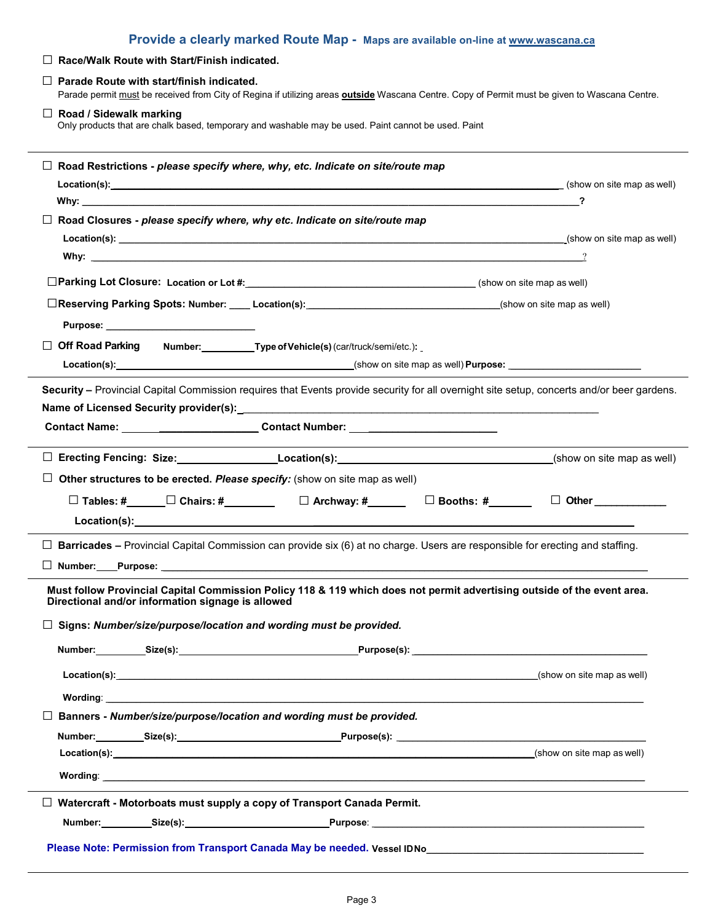## Provide a clearly marked Route Map - Maps are available on-line at www.wascana.ca

☐ **Race/Walk Route with Start/Finish indicated.**

☐ **Parade Route with start/finish indicated.**
Parade permit must be received from City of Regina if utilizing areas **outside** Wascana Centre. Copy of Permit must be given to Wascana Centre.

☐ **Road / Sidewalk marking**
Only products that are chalk based, temporary and washable may be used. Paint cannot be used. Paint

---

☐ **Road Restrictions** - ***please specify where, why, etc. Indicate on site/route map***

**Location(s):**_______________________________________________ (show on site map as well)

**Why:** _______________________________________________**?**

☐ **Road Closures** - ***please specify where, why etc. Indicate on site/route map***

**Location(s):** _______________________________________________(show on site map as well)

**Why:** _______________________________________________?

☐**Parking Lot Closure: Location or Lot #:**_________________________ (show on site map as well)

☐**Reserving Parking Spots: Number:** ____ **Location(s):**_________________________(show on site map as well)

**Purpose:** _________________________

☐ **Off Road Parking** **Number:**__________**Type of Vehicle(s)** (car/truck/semi/etc.)**:** _

**Location(s):**_________________________(show on site map as well) **Purpose:** _________________________

---

**Security** – Provincial Capital Commission requires that Events provide security for all overnight site setup, concerts and/or beer gardens.

**Name of Licensed Security provider(s):** _______________________________________________

**Contact Name:** _________________________ **Contact Number:** _________________________

---

☐ **Erecting Fencing: Size:**_________________**Location(s):**_________________________(show on site map as well)

☐ **Other structures to be erected.** ***Please specify:*** (show on site map as well)

☐ **Tables: #**______ ☐ **Chairs: #**________ ☐ **Archway: #**______ ☐ **Booths: #**_______ ☐ **Other** ____________

**Location(s):**_______________________________________________

---

☐ **Barricades** – Provincial Capital Commission can provide six (6) at no charge. Users are responsible for erecting and staffing.

☐ **Number:**____**Purpose:** _______________________________________________

---

**Must follow Provincial Capital Commission Policy 118 & 119 which does not permit advertising outside of the event area. Directional and/or information signage is allowed**

☐ **Signs:** ***Number/size/purpose/location and wording must be provided.***

**Number:**_________**Size(s):**_________________________**Purpose(s):** _________________________

**Location(s):**_______________________________________________(show on site map as well)

**Wording**: _______________________________________________

☐ **Banners** - ***Number/size/purpose/location and wording must be provided.***

**Number:**_________**Size(s):**_________________________**Purpose(s):** _________________________

**Location(s):**_______________________________________________(show on site map as well)

**Wording**: _______________________________________________

---

☐ **Watercraft - Motorboats must supply a copy of Transport Canada Permit.**

**Number:**_________**Size(s):**_________________________**Purpose**: _________________________

**Please Note: Permission from Transport Canada May be needed.** **Vessel ID No**_________________________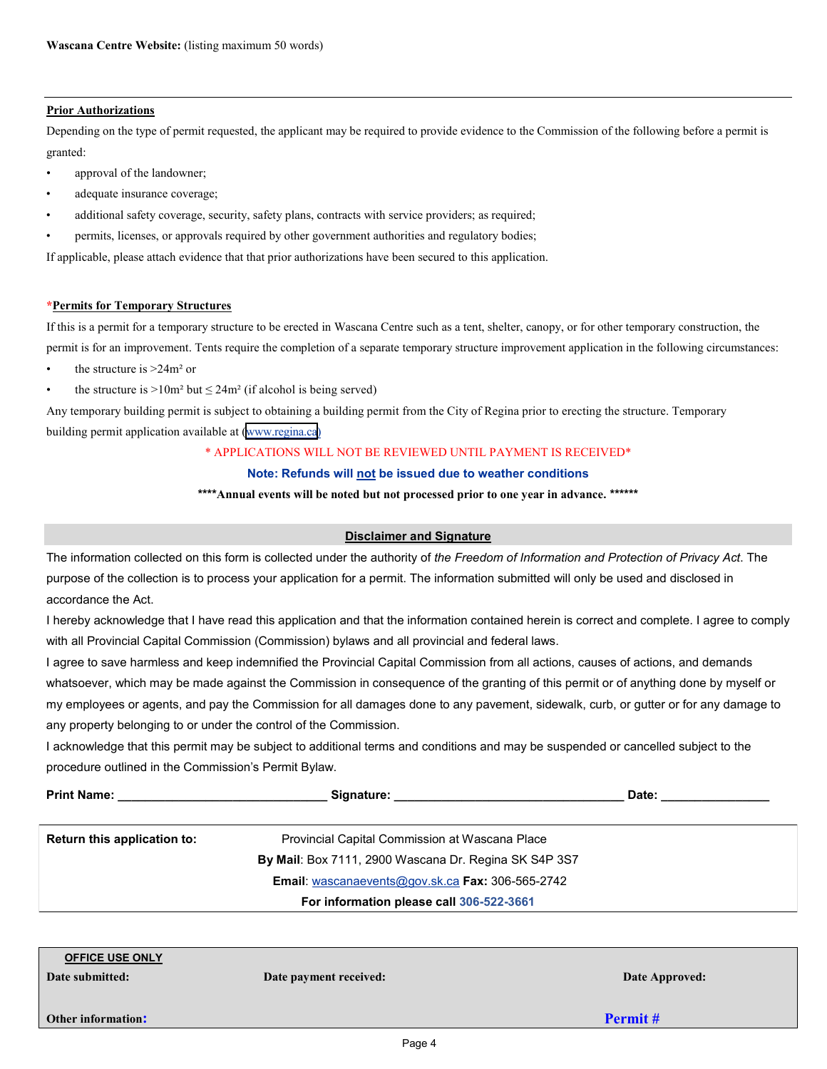**Wascana Centre Website:** (listing maximum 50 words)

---

**Prior Authorizations**

Depending on the type of permit requested, the applicant may be required to provide evidence to the Commission of the following before a permit is granted:

- approval of the landowner;
- adequate insurance coverage;
- additional safety coverage, security, safety plans, contracts with service providers; as required;
- permits, licenses, or approvals required by other government authorities and regulatory bodies;

If applicable, please attach evidence that that prior authorizations have been secured to this application.

***Permits for Temporary Structures**

If this is a permit for a temporary structure to be erected in Wascana Centre such as a tent, shelter, canopy, or for other temporary construction, the permit is for an improvement. Tents require the completion of a separate temporary structure improvement application in the following circumstances:

- the structure is $>24m^2$ or
- the structure is $>10m^2$ but $\leq 24m^2$ (if alcohol is being served)

Any temporary building permit is subject to obtaining a building permit from the City of Regina prior to erecting the structure. Temporary building permit application available at (www.regina.ca)

* APPLICATIONS WILL NOT BE REVIEWED UNTIL PAYMENT IS RECEIVED*

**Note: Refunds will not be issued due to weather conditions**

**\*\*\*\*Annual events will be noted but not processed prior to one year in advance. \*\*\*\*\*\***

## Disclaimer and Signature

The information collected on this form is collected under the authority of *the Freedom of Information and Protection of Privacy Act*. The purpose of the collection is to process your application for a permit. The information submitted will only be used and disclosed in accordance the Act.

I hereby acknowledge that I have read this application and that the information contained herein is correct and complete. I agree to comply with all Provincial Capital Commission (Commission) bylaws and all provincial and federal laws.

I agree to save harmless and keep indemnified the Provincial Capital Commission from all actions, causes of actions, and demands whatsoever, which may be made against the Commission in consequence of the granting of this permit or of anything done by myself or my employees or agents, and pay the Commission for all damages done to any pavement, sidewalk, curb, or gutter or for any damage to any property belonging to or under the control of the Commission.

I acknowledge that this permit may be subject to additional terms and conditions and may be suspended or cancelled subject to the procedure outlined in the Commission's Permit Bylaw.

**Print Name:** ______________________________ **Signature:** _________________________________ **Date:** _______________

---

**Return this application to:** Provincial Capital Commission at Wascana Place

**By Mail**: Box 7111, 2900 Wascana Dr. Regina SK S4P 3S7

**Email**: wascanaevents@gov.sk.ca **Fax:** 306-565-2742

**For information please call 306-522-3661**

---

**OFFICE USE ONLY**

**Date submitted:** **Date payment received:** **Date Approved:**

**Other information:** **Permit #**